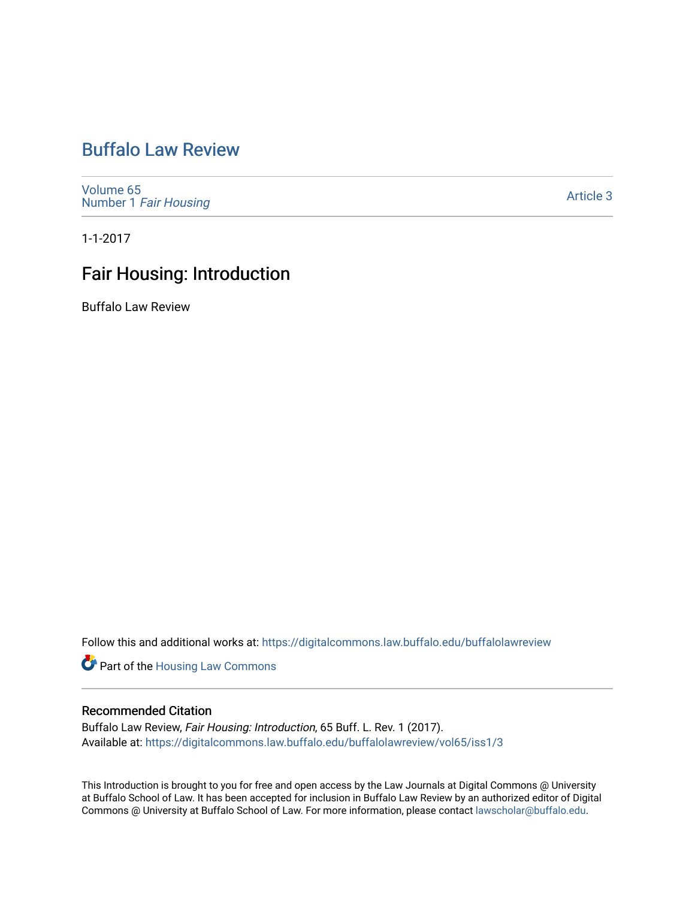# Buffalo Law Review

Volume 65
Number 1 *Fair Housing*

Article 3

1-1-2017

## Fair Housing: Introduction

Buffalo Law Review

Follow this and additional works at: https://digitalcommons.law.buffalo.edu/buffalolawreview

Part of the Housing Law Commons

### Recommended Citation

Buffalo Law Review, *Fair Housing: Introduction*, 65 Buff. L. Rev. 1 (2017).
Available at: https://digitalcommons.law.buffalo.edu/buffalolawreview/vol65/iss1/3

This Introduction is brought to you for free and open access by the Law Journals at Digital Commons @ University at Buffalo School of Law. It has been accepted for inclusion in Buffalo Law Review by an authorized editor of Digital Commons @ University at Buffalo School of Law. For more information, please contact lawscholar@buffalo.edu.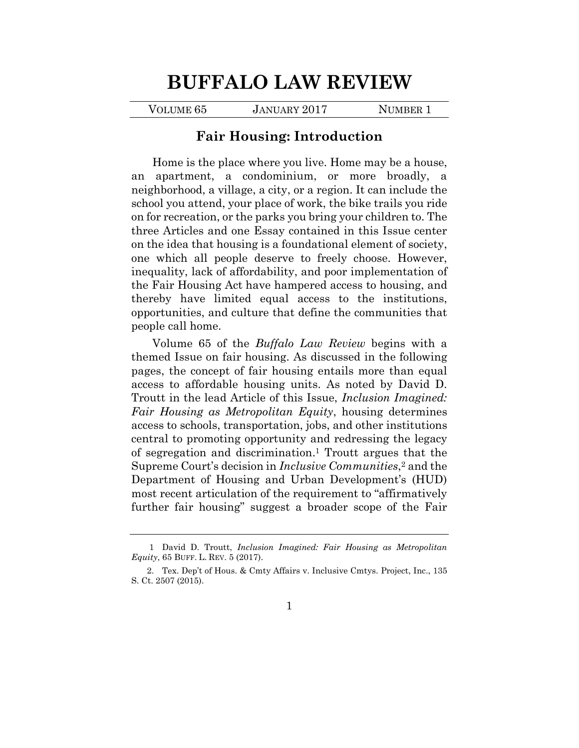# BUFFALO LAW REVIEW

VOLUME 65 JANUARY 2017 NUMBER 1

## Fair Housing: Introduction

Home is the place where you live. Home may be a house, an apartment, a condominium, or more broadly, a neighborhood, a village, a city, or a region. It can include the school you attend, your place of work, the bike trails you ride on for recreation, or the parks you bring your children to. The three Articles and one Essay contained in this Issue center on the idea that housing is a foundational element of society, one which all people deserve to freely choose. However, inequality, lack of affordability, and poor implementation of the Fair Housing Act have hampered access to housing, and thereby have limited equal access to the institutions, opportunities, and culture that define the communities that people call home.

Volume 65 of the *Buffalo Law Review* begins with a themed Issue on fair housing. As discussed in the following pages, the concept of fair housing entails more than equal access to affordable housing units. As noted by David D. Troutt in the lead Article of this Issue, *Inclusion Imagined: Fair Housing as Metropolitan Equity*, housing determines access to schools, transportation, jobs, and other institutions central to promoting opportunity and redressing the legacy of segregation and discrimination.[1] Troutt argues that the Supreme Court's decision in *Inclusive Communities*,[2] and the Department of Housing and Urban Development's (HUD) most recent articulation of the requirement to "affirmatively further fair housing" suggest a broader scope of the Fair

---

1 David D. Troutt, *Inclusion Imagined: Fair Housing as Metropolitan Equity*, 65 BUFF. L. REV. 5 (2017).

2. Tex. Dep't of Hous. & Cmty Affairs v. Inclusive Cmtys. Project, Inc., 135 S. Ct. 2507 (2015).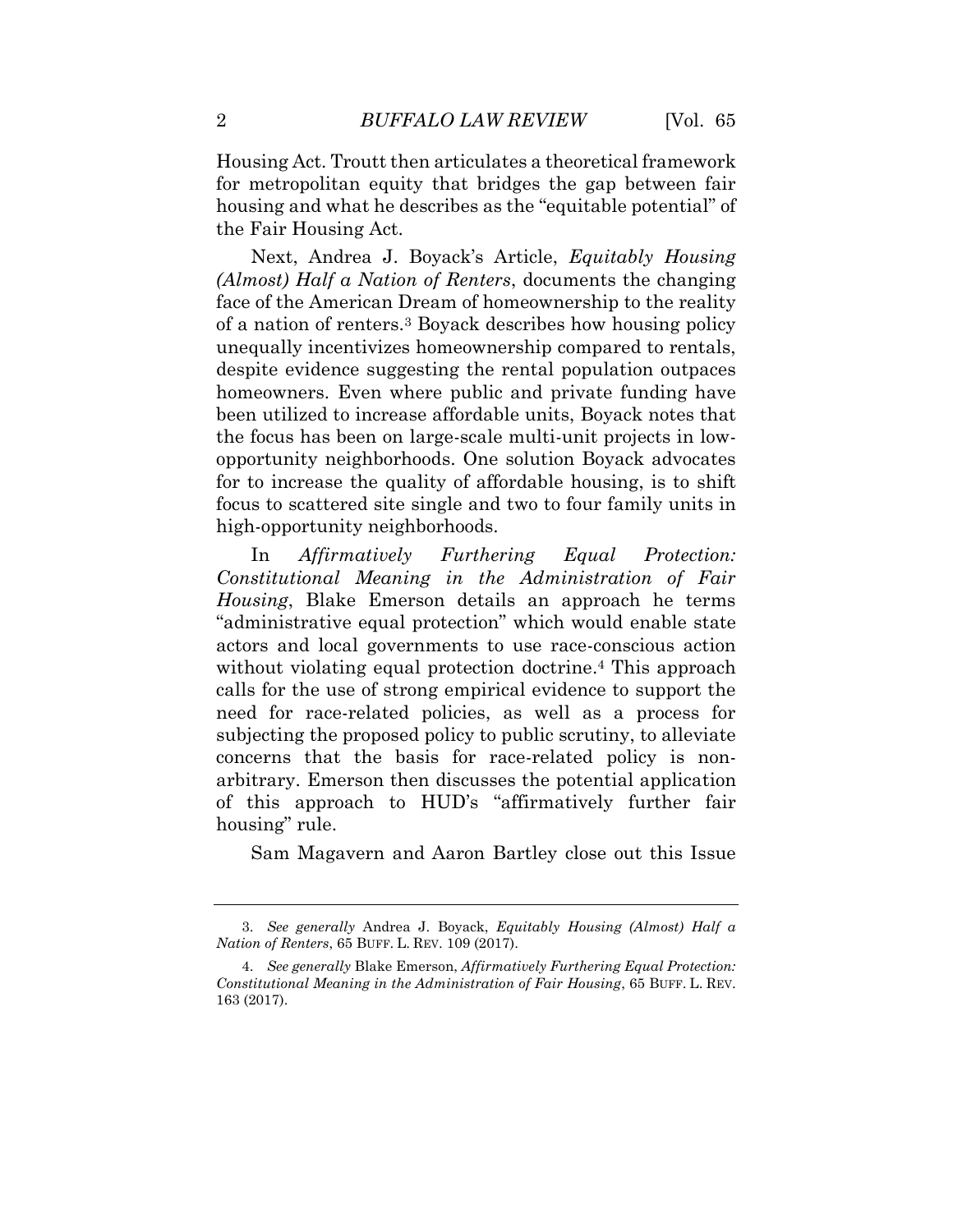Housing Act. Troutt then articulates a theoretical framework for metropolitan equity that bridges the gap between fair housing and what he describes as the "equitable potential" of the Fair Housing Act.

Next, Andrea J. Boyack's Article, *Equitably Housing (Almost) Half a Nation of Renters*, documents the changing face of the American Dream of homeownership to the reality of a nation of renters.[3] Boyack describes how housing policy unequally incentivizes homeownership compared to rentals, despite evidence suggesting the rental population outpaces homeowners. Even where public and private funding have been utilized to increase affordable units, Boyack notes that the focus has been on large-scale multi-unit projects in low-opportunity neighborhoods. One solution Boyack advocates for to increase the quality of affordable housing, is to shift focus to scattered site single and two to four family units in high-opportunity neighborhoods.

In *Affirmatively Furthering Equal Protection: Constitutional Meaning in the Administration of Fair Housing*, Blake Emerson details an approach he terms "administrative equal protection" which would enable state actors and local governments to use race-conscious action without violating equal protection doctrine.[4] This approach calls for the use of strong empirical evidence to support the need for race-related policies, as well as a process for subjecting the proposed policy to public scrutiny, to alleviate concerns that the basis for race-related policy is non-arbitrary. Emerson then discusses the potential application of this approach to HUD's "affirmatively further fair housing" rule.

Sam Magavern and Aaron Bartley close out this Issue

---

3. *See generally* Andrea J. Boyack, *Equitably Housing (Almost) Half a Nation of Renters*, 65 BUFF. L. REV. 109 (2017).

4. *See generally* Blake Emerson, *Affirmatively Furthering Equal Protection: Constitutional Meaning in the Administration of Fair Housing*, 65 BUFF. L. REV. 163 (2017).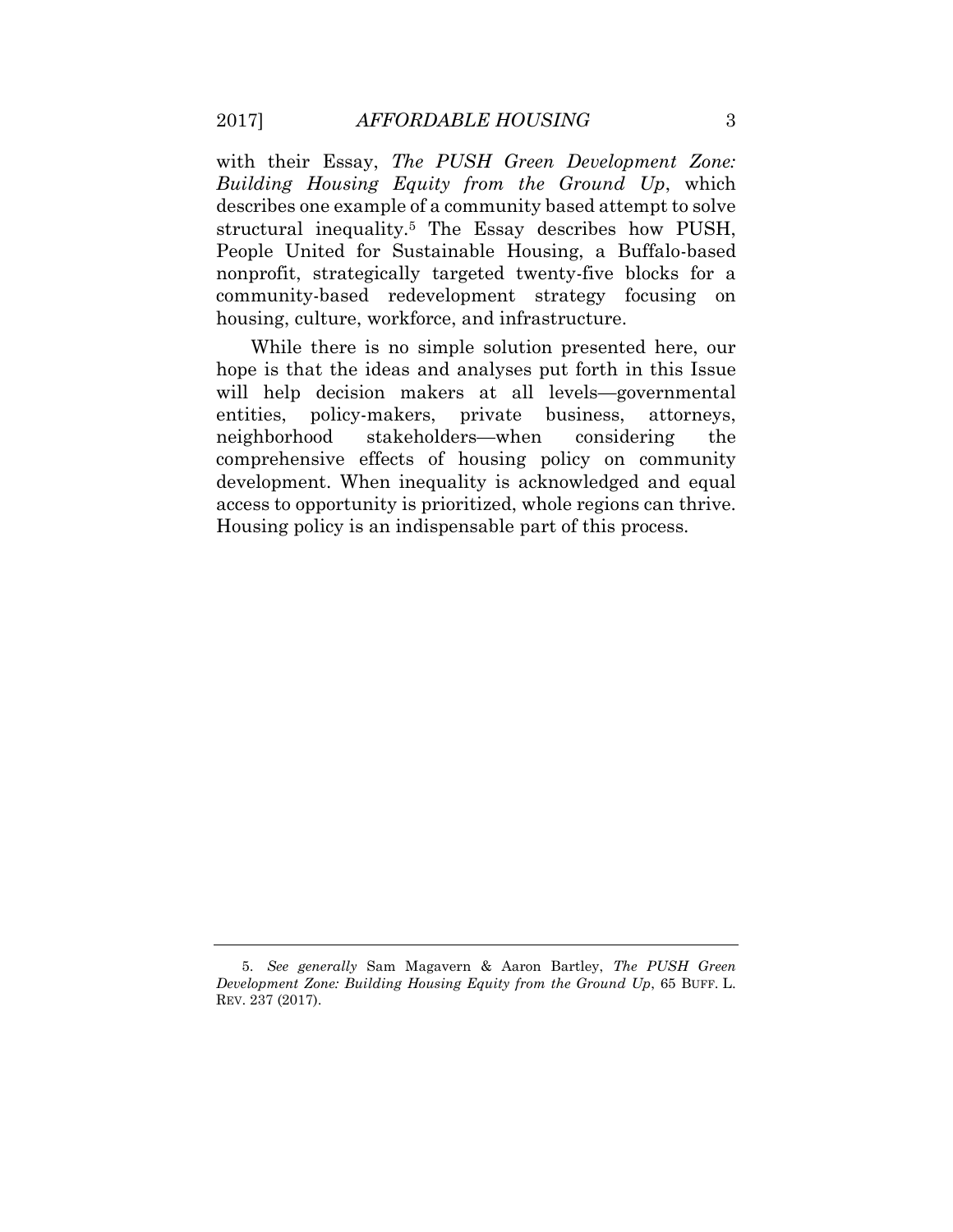with their Essay, *The PUSH Green Development Zone: Building Housing Equity from the Ground Up*, which describes one example of a community based attempt to solve structural inequality.[5] The Essay describes how PUSH, People United for Sustainable Housing, a Buffalo-based nonprofit, strategically targeted twenty-five blocks for a community-based redevelopment strategy focusing on housing, culture, workforce, and infrastructure.

While there is no simple solution presented here, our hope is that the ideas and analyses put forth in this Issue will help decision makers at all levels—governmental entities, policy-makers, private business, attorneys, neighborhood stakeholders—when considering the comprehensive effects of housing policy on community development. When inequality is acknowledged and equal access to opportunity is prioritized, whole regions can thrive. Housing policy is an indispensable part of this process.

---

5. *See generally* Sam Magavern & Aaron Bartley, *The PUSH Green Development Zone: Building Housing Equity from the Ground Up*, 65 BUFF. L. REV. 237 (2017).